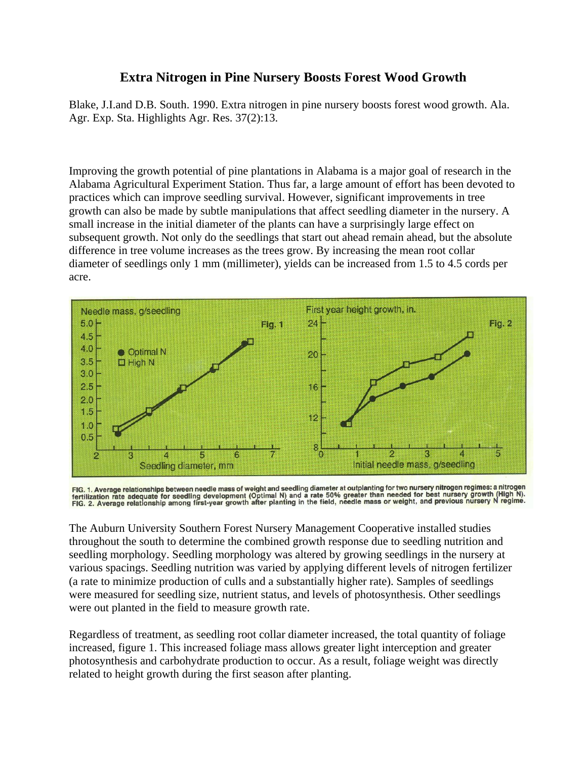# Extra Nitrogen in Pine Nursery Boosts Forest Wood Growth

Blake, J.I.and D.B. South. 1990. Extra nitrogen in pine nursery boosts forest wood growth. Ala. Agr. Exp. Sta. Highlights Agr. Res. 37(2):13.

Improving the growth potential of pine plantations in Alabama is a major goal of research in the Alabama Agricultural Experiment Station. Thus far, a large amount of effort has been devoted to practices which can improve seedling survival. However, significant improvements in tree growth can also be made by subtle manipulations that affect seedling diameter in the nursery. A small increase in the initial diameter of the plants can have a surprisingly large effect on subsequent growth. Not only do the seedlings that start out ahead remain ahead, but the absolute difference in tree volume increases as the trees grow. By increasing the mean root collar diameter of seedlings only 1 mm (millimeter), yields can be increased from 1.5 to 4.5 cords per acre.

FIG. 1. Average relationships between needle mass of weight and seedling diameter at outplanting for two nursery nitrogen regimes: a nitrogen fertilization rate adequate for seedling development (Optimal N) and a rate 50% greater than needed for best nursery growth (High N).
FIG. 2. Average relationship among first-year growth after planting in the field, needle mass or weight, and previous nursery N regime.

The Auburn University Southern Forest Nursery Management Cooperative installed studies throughout the south to determine the combined growth response due to seedling nutrition and seedling morphology. Seedling morphology was altered by growing seedlings in the nursery at various spacings. Seedling nutrition was varied by applying different levels of nitrogen fertilizer (a rate to minimize production of culls and a substantially higher rate). Samples of seedlings were measured for seedling size, nutrient status, and levels of photosynthesis. Other seedlings were out planted in the field to measure growth rate.

Regardless of treatment, as seedling root collar diameter increased, the total quantity of foliage increased, figure 1. This increased foliage mass allows greater light interception and greater photosynthesis and carbohydrate production to occur. As a result, foliage weight was directly related to height growth during the first season after planting.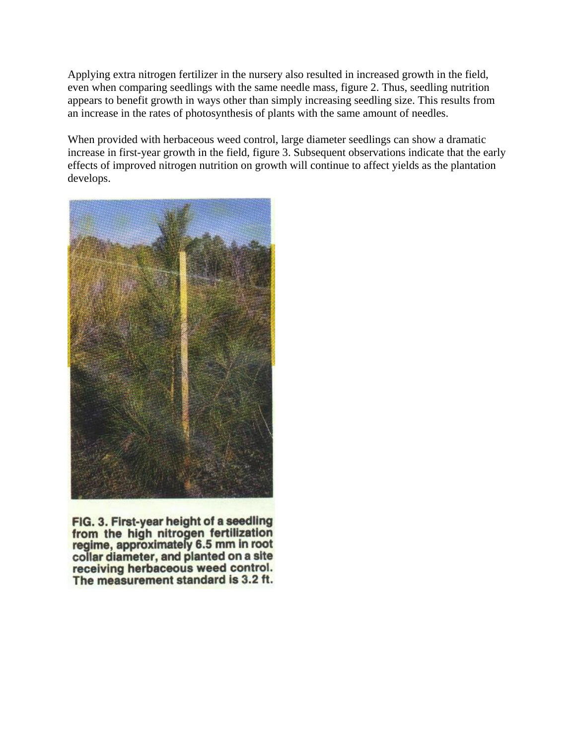Applying extra nitrogen fertilizer in the nursery also resulted in increased growth in the field, even when comparing seedlings with the same needle mass, figure 2. Thus, seedling nutrition appears to benefit growth in ways other than simply increasing seedling size. This results from an increase in the rates of photosynthesis of plants with the same amount of needles.

When provided with herbaceous weed control, large diameter seedlings can show a dramatic increase in first-year growth in the field, figure 3. Subsequent observations indicate that the early effects of improved nitrogen nutrition on growth will continue to affect yields as the plantation develops.

**FIG. 3. First-year height of a seedling from the high nitrogen fertilization regime, approximately 6.5 mm in root collar diameter, and planted on a site receiving herbaceous weed control. The measurement standard is 3.2 ft.**